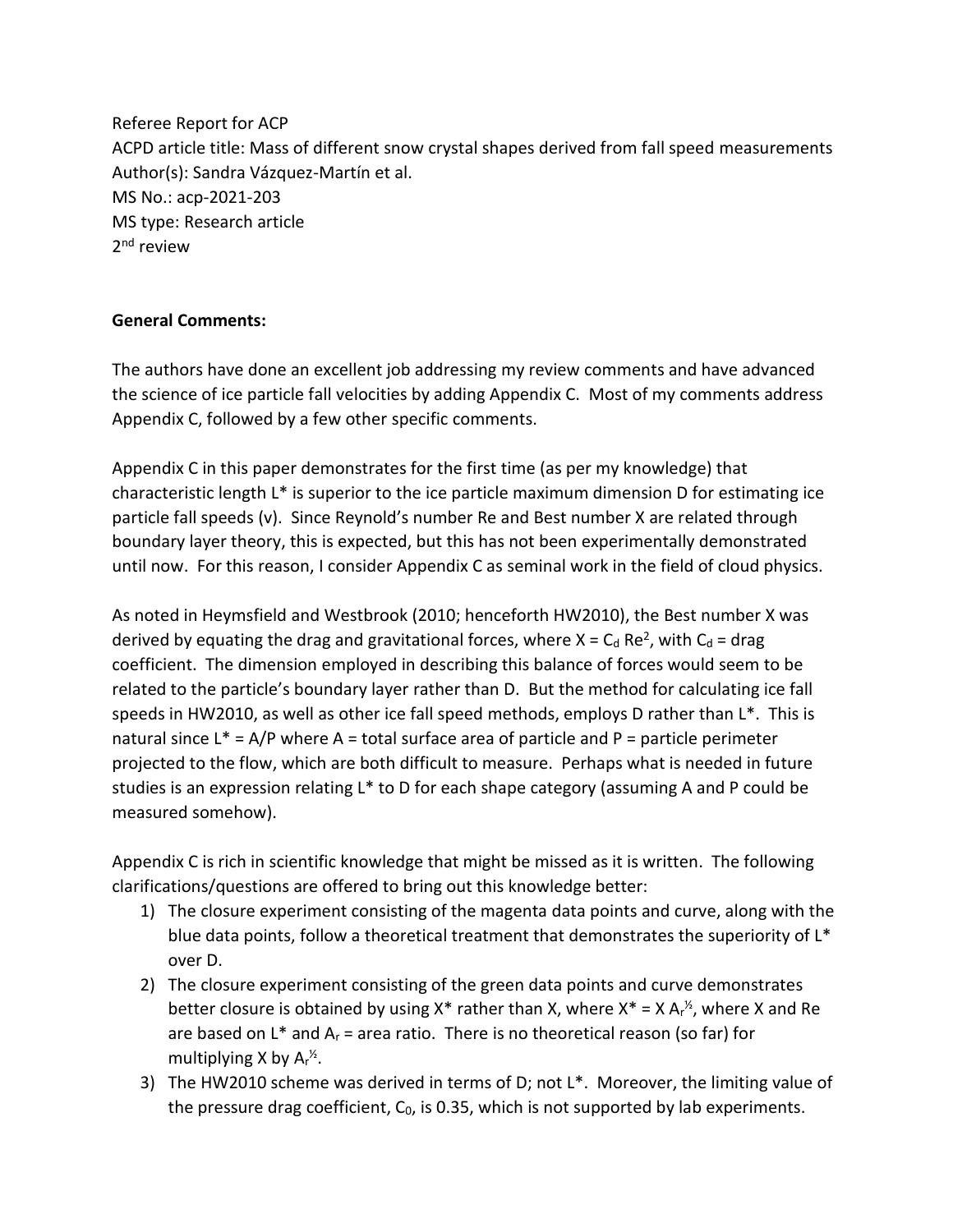Referee Report for ACP
ACPD article title: Mass of different snow crystal shapes derived from fall speed measurements
Author(s): Sandra Vázquez-Martín et al.
MS No.: acp-2021-203
MS type: Research article
2nd review

**General Comments:**

The authors have done an excellent job addressing my review comments and have advanced the science of ice particle fall velocities by adding Appendix C. Most of my comments address Appendix C, followed by a few other specific comments.

Appendix C in this paper demonstrates for the first time (as per my knowledge) that characteristic length L* is superior to the ice particle maximum dimension D for estimating ice particle fall speeds (v). Since Reynold's number Re and Best number X are related through boundary layer theory, this is expected, but this has not been experimentally demonstrated until now. For this reason, I consider Appendix C as seminal work in the field of cloud physics.

As noted in Heymsfield and Westbrook (2010; henceforth HW2010), the Best number X was derived by equating the drag and gravitational forces, where $X = C_d Re^2$, with $C_d$ = drag coefficient. The dimension employed in describing this balance of forces would seem to be related to the particle's boundary layer rather than D. But the method for calculating ice fall speeds in HW2010, as well as other ice fall speed methods, employs D rather than L*. This is natural since L* = A/P where A = total surface area of particle and P = particle perimeter projected to the flow, which are both difficult to measure. Perhaps what is needed in future studies is an expression relating L* to D for each shape category (assuming A and P could be measured somehow).

Appendix C is rich in scientific knowledge that might be missed as it is written. The following clarifications/questions are offered to bring out this knowledge better:

1) The closure experiment consisting of the magenta data points and curve, along with the blue data points, follow a theoretical treatment that demonstrates the superiority of L* over D.
2) The closure experiment consisting of the green data points and curve demonstrates better closure is obtained by using X* rather than X, where $X^* = X A_r^{1/2}$, where X and Re are based on L* and $A_r$ = area ratio. There is no theoretical reason (so far) for multiplying X by $A_r^{1/2}$.
3) The HW2010 scheme was derived in terms of D; not L*. Moreover, the limiting value of the pressure drag coefficient, $C_0$, is 0.35, which is not supported by lab experiments.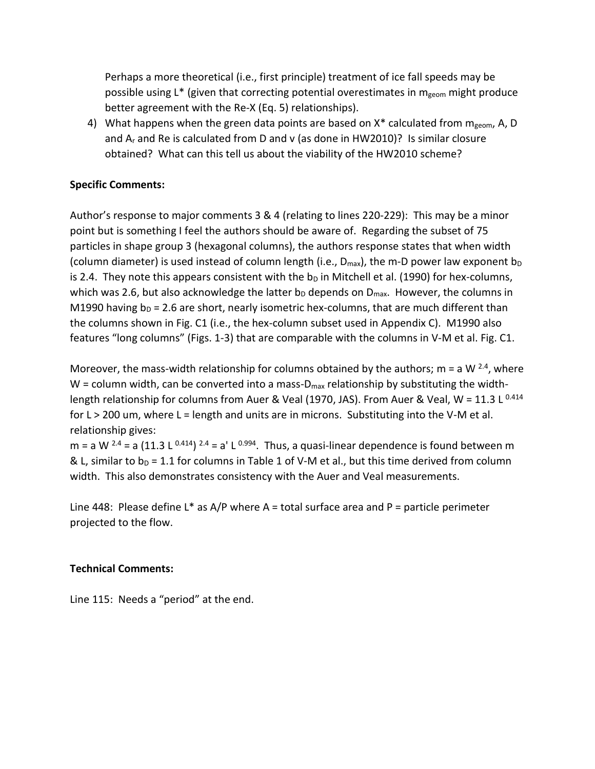Perhaps a more theoretical (i.e., first principle) treatment of ice fall speeds may be possible using L* (given that correcting potential overestimates in $m_{geom}$ might produce better agreement with the Re-X (Eq. 5) relationships).

4) What happens when the green data points are based on X* calculated from $m_{geom}$, A, D and $A_r$ and Re is calculated from D and v (as done in HW2010)? Is similar closure obtained? What can this tell us about the viability of the HW2010 scheme?

**Specific Comments:**

Author's response to major comments 3 & 4 (relating to lines 220-229): This may be a minor point but is something I feel the authors should be aware of. Regarding the subset of 75 particles in shape group 3 (hexagonal columns), the authors response states that when width (column diameter) is used instead of column length (i.e., $D_{max}$), the m-D power law exponent $b_D$ is 2.4. They note this appears consistent with the $b_D$ in Mitchell et al. (1990) for hex-columns, which was 2.6, but also acknowledge the latter $b_D$ depends on $D_{max}$. However, the columns in M1990 having $b_D = 2.6$ are short, nearly isometric hex-columns, that are much different than the columns shown in Fig. C1 (i.e., the hex-column subset used in Appendix C). M1990 also features "long columns" (Figs. 1-3) that are comparable with the columns in V-M et al. Fig. C1.

Moreover, the mass-width relationship for columns obtained by the authors; $m = a W^{2.4}$, where W = column width, can be converted into a mass-$D_{max}$ relationship by substituting the width-length relationship for columns from Auer & Veal (1970, JAS). From Auer & Veal, $W = 11.3 L^{0.414}$ for L > 200 um, where L = length and units are in microns. Substituting into the V-M et al. relationship gives:

$m = a W^{2.4} = a (11.3 L^{0.414})^{2.4} = a' L^{0.994}$. Thus, a quasi-linear dependence is found between m & L, similar to $b_D = 1.1$ for columns in Table 1 of V-M et al., but this time derived from column width. This also demonstrates consistency with the Auer and Veal measurements.

Line 448: Please define L* as A/P where A = total surface area and P = particle perimeter projected to the flow.

**Technical Comments:**

Line 115: Needs a "period" at the end.